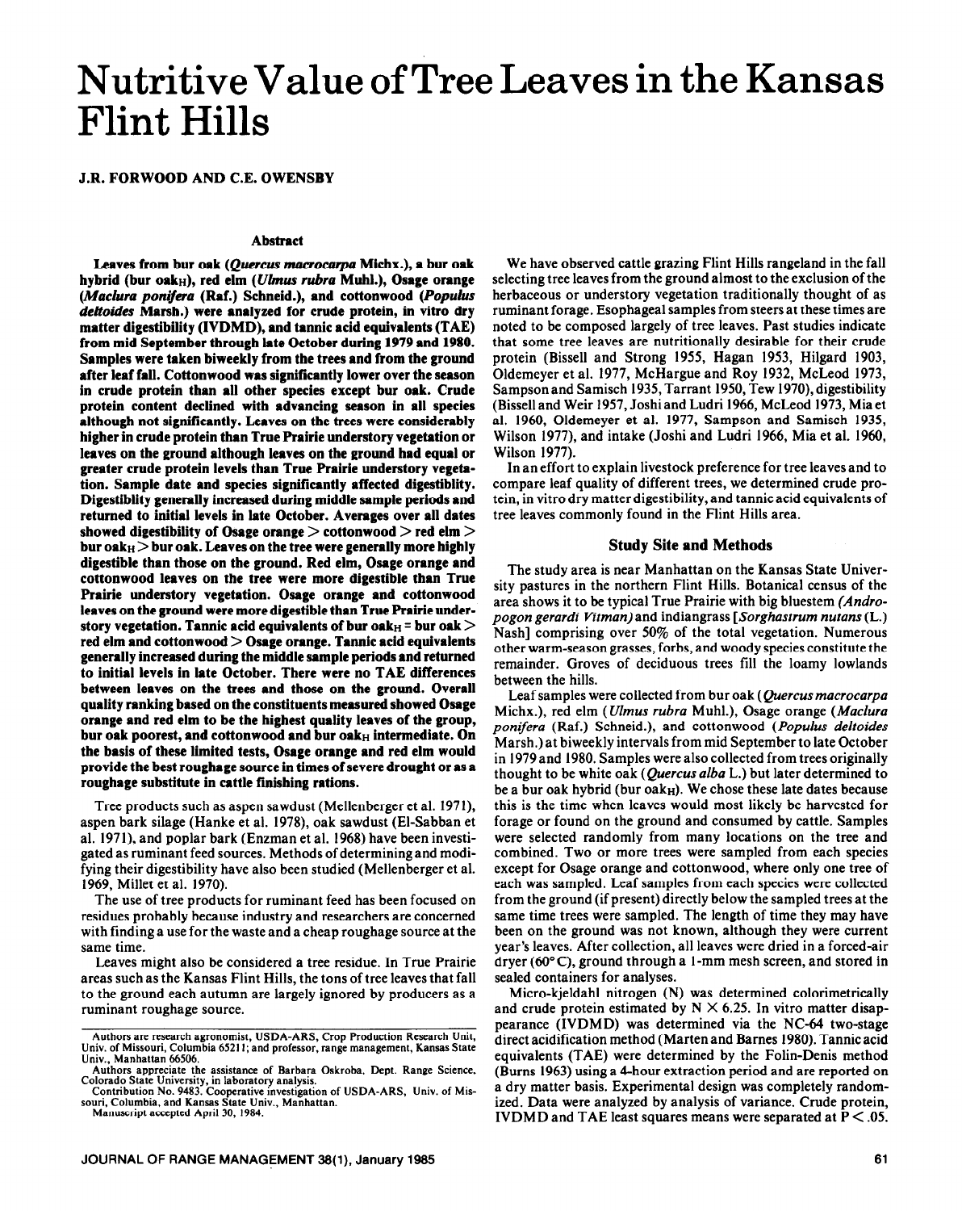# Nutritive Value of Tree Leaves in the Kansas Flint Hills

J.R. FORWOOD AND C.E. OWENSBY

## Abstract

**Leaves from bur oak (*Quercus macrocarpa* Michx.), a bur oak hybrid (bur oak$_H$), red elm (*Ulmus rubra* Muhl.), Osage orange (*Maclura ponifera* (Raf.) Schneid.), and cottonwood (*Populus deltoides* Marsh.) were analyzed for crude protein, in vitro dry matter digestibility (IVDMD), and tannic acid equivalents (TAE) from mid September through late October during 1979 and 1980. Samples were taken biweekly from the trees and from the ground after leaf fall. Cottonwood was significantly lower over the season in crude protein than all other species except bur oak. Crude protein content declined with advancing season in all species although not significantly. Leaves on the trees were considerably higher in crude protein than True Prairie understory vegetation or leaves on the ground although leaves on the ground had equal or greater crude protein levels than True Prairie understory vegetation. Sample date and species significantly affected digestiblity. Digestiblity generally increased during middle sample periods and returned to initial levels in late October. Averages over all dates showed digestibility of Osage orange > cottonwood > red elm > bur oak$_H$ > bur oak. Leaves on the tree were generally more highly digestible than those on the ground. Red elm, Osage orange and cottonwood leaves on the tree were more digestible than True Prairie understory vegetation. Osage orange and cottonwood leaves on the ground were more digestible than True Prairie understory vegetation. Tannic acid equivalents of bur oak$_H$ = bur oak > red elm and cottonwood > Osage orange. Tannic acid equivalents generally increased during the middle sample periods and returned to initial levels in late October. There were no TAE differences between leaves on the trees and those on the ground. Overall quality ranking based on the constituents measured showed Osage orange and red elm to be the highest quality leaves of the group, bur oak poorest, and cottonwood and bur oak$_H$ intermediate. On the basis of these limited tests, Osage orange and red elm would provide the best roughage source in times of severe drought or as a roughage substitute in cattle finishing rations.**

Tree products such as aspen sawdust (Mellenberger et al. 1971), aspen bark silage (Hanke et al. 1978), oak sawdust (El-Sabban et al. 1971), and poplar bark (Enzman et al. 1968) have been investigated as ruminant feed sources. Methods of determining and modifying their digestibility have also been studied (Mellenberger et al. 1969, Millet et al. 1970).

The use of tree products for ruminant feed has been focused on residues probably because industry and researchers are concerned with finding a use for the waste and a cheap roughage source at the same time.

Leaves might also be considered a tree residue. In True Prairie areas such as the Kansas Flint Hills, the tons of tree leaves that fall to the ground each autumn are largely ignored by producers as a ruminant roughage source.

Authors are research agronomist, USDA-ARS, Crop Production Research Unit, Univ. of Missouri, Columbia 65211; and professor, range management, Kansas State Univ., Manhattan 66506.

Authors appreciate the assistance of Barbara Oskroba, Dept. Range Science, Colorado State University, in laboratory analysis.

Contribution No. 9483. Cooperative investigation of USDA-ARS, Univ. of Missouri, Columbia, and Kansas State Univ., Manhattan.

Manuscript accepted April 30, 1984.

We have observed cattle grazing Flint Hills rangeland in the fall selecting tree leaves from the ground almost to the exclusion of the herbaceous or understory vegetation traditionally thought of as ruminant forage. Esophageal samples from steers at these times are noted to be composed largely of tree leaves. Past studies indicate that some tree leaves are nutritionally desirable for their crude protein (Bissell and Strong 1955, Hagan 1953, Hilgard 1903, Oldemeyer et al. 1977, McHargue and Roy 1932, McLeod 1973, Sampson and Samisch 1935, Tarrant 1950, Tew 1970), digestibility (Bissell and Weir 1957, Joshi and Ludri 1966, McLeod 1973, Mia et al. 1960, Oldemeyer et al. 1977, Sampson and Samisch 1935, Wilson 1977), and intake (Joshi and Ludri 1966, Mia et al. 1960, Wilson 1977).

In an effort to explain livestock preference for tree leaves and to compare leaf quality of different trees, we determined crude protein, in vitro dry matter digestibility, and tannic acid equivalents of tree leaves commonly found in the Flint Hills area.

## Study Site and Methods

The study area is near Manhattan on the Kansas State University pastures in the northern Flint Hills. Botanical census of the area shows it to be typical True Prairie with big bluestem *(Andropogon gerardi Vitman)* and indiangrass [*Sorghastrum nutans* (L.) Nash] comprising over 50% of the total vegetation. Numerous other warm-season grasses, forbs, and woody species constitute the remainder. Groves of deciduous trees fill the loamy lowlands between the hills.

Leaf samples were collected from bur oak (*Quercus macrocarpa* Michx.), red elm (*Ulmus rubra* Muhl.), Osage orange (*Maclura ponifera* (Raf.) Schneid.), and cottonwood (*Populus deltoides* Marsh.) at biweekly intervals from mid September to late October in 1979 and 1980. Samples were also collected from trees originally thought to be a bur oak hybrid (bur oak$_H$). We chose these late dates because this is the time when leaves would most likely be harvested for forage or found on the ground and consumed by cattle. Samples were selected randomly from many locations on the tree and combined. Two or more trees were sampled from each species except for Osage orange and cottonwood, where only one tree of each was sampled. Leaf samples from each species were collected from the ground (if present) directly below the sampled trees at the same time trees were sampled. The length of time they may have been on the ground was not known, although they were current year's leaves. After collection, all leaves were dried in a forced-air dryer (60°C), ground through a 1-mm mesh screen, and stored in sealed containers for analyses.

Micro-kjeldahl nitrogen (N) was determined colorimetrically and crude protein estimated by N × 6.25. In vitro matter disappearance (IVDMD) was determined via the NC-64 two-stage direct acidification method (Marten and Barnes 1980). Tannic acid equivalents (TAE) were determined by the Folin-Denis method (Burns 1963) using a 4-hour extraction period and are reported on a dry matter basis. Experimental design was completely randomized. Data were analyzed by analysis of variance. Crude protein, IVDMD and TAE least squares means were separated at $P < .05$.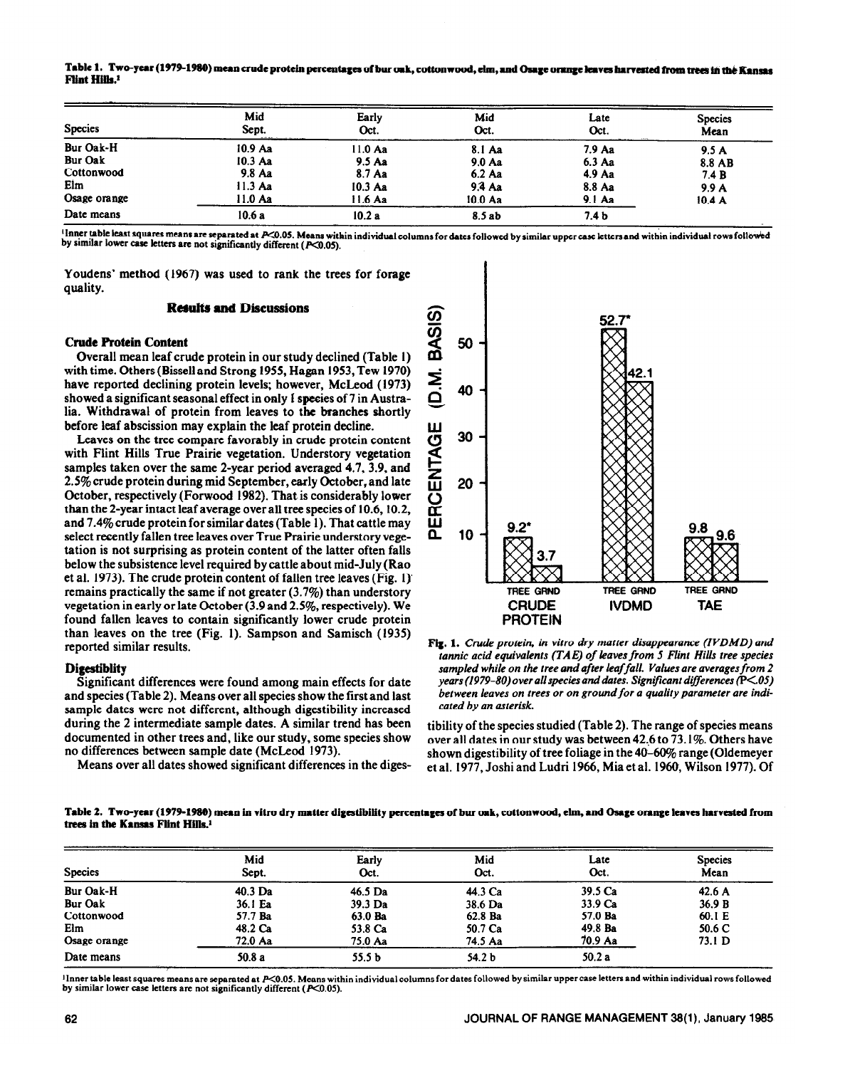**Table 1. Two-year (1979–1980) mean crude protein percentages of bur oak, cottonwood, elm, and Osage orange leaves harvested from trees in the Kansas Flint Hills.[1]**

| Species | Mid Sept. | Early Oct. | Mid Oct. | Late Oct. | Species Mean |
|---|---|---|---|---|---|
| Bur Oak-H | 10.9 Aa | 11.0 Aa | 8.1 Aa | 7.9 Aa | 9.5 A |
| Bur Oak | 10.3 Aa | 9.5 Aa | 9.0 Aa | 6.3 Aa | 8.8 AB |
| Cottonwood | 9.8 Aa | 8.7 Aa | 6.2 Aa | 4.9 Aa | 7.4 B |
| Elm | 11.3 Aa | 10.3 Aa | 9.4 Aa | 8.8 Aa | 9.9 A |
| Osage orange | 11.0 Aa | 11.6 Aa | 10.0 Aa | 9.1 Aa | 10.4 A |
| Date means | 10.6 a | 10.2 a | 8.5 ab | 7.4 b | |

[1]Inner table least squares means are separated at $P<0.05$. Means within individual columns for dates followed by similar upper case letters and within individual rows followed by similar lower case letters are not significantly different ($P<0.05$).

Youdens' method (1967) was used to rank the trees for forage quality.

## Results and Discussions

### Crude Protein Content

Overall mean leaf crude protein in our study declined (Table 1) with time. Others (Bissell and Strong 1955, Hagan 1953, Tew 1970) have reported declining protein levels; however, McLeod (1973) showed a significant seasonal effect in only 1 species of 7 in Australia. Withdrawal of protein from leaves to the branches shortly before leaf abscission may explain the leaf protein decline.

Leaves on the tree compare favorably in crude protein content with Flint Hills True Prairie vegetation. Understory vegetation samples taken over the same 2-year period averaged 4.7, 3.9, and 2.5% crude protein during mid September, early October, and late October, respectively (Forwood 1982). That is considerably lower than the 2-year intact leaf average over all tree species of 10.6, 10.2, and 7.4% crude protein for similar dates (Table 1). That cattle may select recently fallen tree leaves over True Prairie understory vegetation is not surprising as protein content of the latter often falls below the subsistence level required by cattle about mid-July (Rao et al. 1973). The crude protein content of fallen tree leaves (Fig. 1) remains practically the same if not greater (3.7%) than understory vegetation in early or late October (3.9 and 2.5%, respectively). We found fallen leaves to contain significantly lower crude protein than leaves on the tree (Fig. 1). Sampson and Samisch (1935) reported similar results.

### Digestiblity

Significant differences were found among main effects for date and species (Table 2). Means over all species show the first and last sample dates were not different, although digestibility increased during the 2 intermediate sample dates. A similar trend has been documented in other trees and, like our study, some species show no differences between sample date (McLeod 1973).

Means over all dates showed significant differences in the digestibility of the species studied (Table 2). The range of species means over all dates in our study was between 42.6 to 73.1%. Others have shown digestibility of tree foliage in the 40–60% range (Oldemeyer et al. 1977, Joshi and Ludri 1966, Mia et al. 1960, Wilson 1977). Of

**Fig. 1.** *Crude protein, in vitro dry matter disappearance (IVDMD) and tannic acid equivalents (TAE) of leaves from 5 Flint Hills tree species sampled while on the tree and after leaf fall. Values are averages from 2 years (1979–80) over all species and dates. Significant differences ($P<.05$) between leaves on trees or on ground for a quality parameter are indicated by an asterisk.*

**Table 2. Two-year (1979–1980) mean in vitro dry matter digestibility percentages of bur oak, cottonwood, elm, and Osage orange leaves harvested from trees in the Kansas Flint Hills.[1]**

| Species | Mid Sept. | Early Oct. | Mid Oct. | Late Oct. | Species Mean |
|---|---|---|---|---|---|
| Bur Oak-H | 40.3 Da | 46.5 Da | 44.3 Ca | 39.5 Ca | 42.6 A |
| Bur Oak | 36.1 Ea | 39.3 Da | 38.6 Da | 33.9 Ca | 36.9 B |
| Cottonwood | 57.7 Ba | 63.0 Ba | 62.8 Ba | 57.0 Ba | 60.1 E |
| Elm | 48.2 Ca | 53.8 Ca | 50.7 Ca | 49.8 Ba | 50.6 C |
| Osage orange | 72.0 Aa | 75.0 Aa | 74.5 Aa | 70.9 Aa | 73.1 D |
| Date means | 50.8 a | 55.5 b | 54.2 b | 50.2 a | |

[1]Inner table least squares means are separated at $P<0.05$. Means within individual columns for dates followed by similar upper case letters and within individual rows followed by similar lower case letters are not significantly different ($P<0.05$).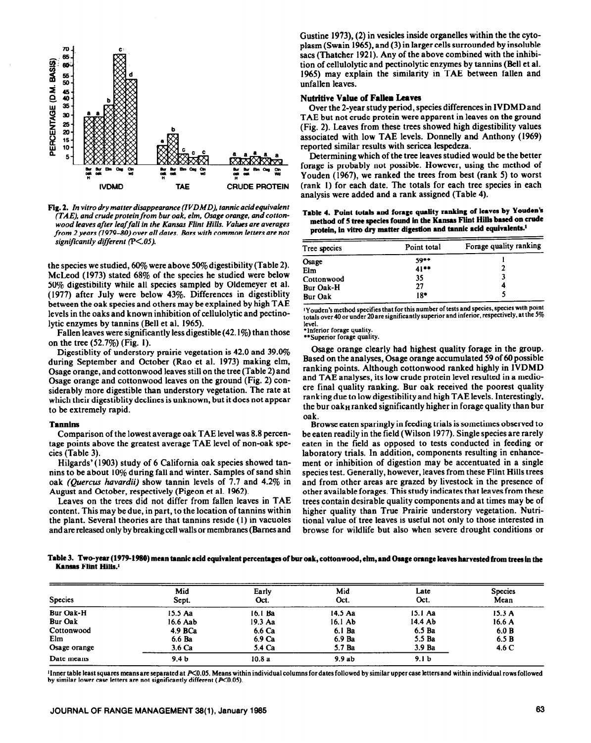**Fig. 2.** *In vitro dry matter disappearance (IVDMD), tannic acid equivalent (TAE), and crude protein from bur oak, elm, Osage orange, and cottonwood leaves after leaf fall in the Kansas Flint Hills. Values are averages from 2 years (1979–80) over all dates. Bars with common letters are not significantly different (P<.05).*

the species we studied, 60% were above 50% digestibility (Table 2). McLeod (1973) stated 68% of the species he studied were below 50% digestibility while all species sampled by Oldemeyer et al. (1977) after July were below 43%. Differences in digestiblity between the oak species and others may be explained by high TAE levels in the oaks and known inhibition of cellulolytic and pectinolytic enzymes by tannins (Bell et al. 1965).

Fallen leaves were significantly less digestible (42.1%) than those on the tree (52.7%) (Fig. 1).

Digestiblity of understory prairie vegetation is 42.0 and 39.0% during September and October (Rao et al. 1973) making elm, Osage orange, and cottonwood leaves still on the tree (Table 2) and Osage orange and cottonwood leaves on the ground (Fig. 2) considerably more digestible than understory vegetation. The rate at which their digestiblity declines is unknown, but it does not appear to be extremely rapid.

### Tannins

Comparison of the lowest average oak TAE level was 8.8 percentage points above the greatest average TAE level of non-oak species (Table 3).

Hilgards' (1903) study of 6 California oak species showed tannins to be about 10% during fall and winter. Samples of sand shin oak *(Quercus havardii)* show tannin levels of 7.7 and 4.2% in August and October, respectively (Pigeon et al. 1962).

Leaves on the trees did not differ from fallen leaves in TAE content. This may be due, in part, to the location of tannins within the plant. Several theories are that tannins reside (1) in vacuoles and are released only by breaking cell walls or membranes (Barnes and Gustine 1973), (2) in vesicles inside organelles within the the cytoplasm (Swain 1965), and (3) in larger cells surrounded by insoluble sacs (Thatcher 1921). Any of the above combined with the inhibition of cellulolytic and pectinolytic enzymes by tannins (Bell et al. 1965) may explain the similarity in TAE between fallen and unfallen leaves.

### Nutritive Value of Fallen Leaves

Over the 2-year study period, species differences in IVDMD and TAE but not crude protein were apparent in leaves on the ground (Fig. 2). Leaves from these trees showed high digestibility values associated with low TAE levels. Donnelly and Anthony (1969) reported similar results with sericea lespedeza.

Determining which of the tree leaves studied would be the better forage is probably not possible. However, using the method of Youden (1967), we ranked the trees from best (rank 5) to worst (rank 1) for each date. The totals for each tree species in each analysis were added and a rank assigned (Table 4).

**Table 4. Point totals and forage quality ranking of leaves by Youden's method of 5 tree species found in the Kansas Flint Hills based on crude protein, in vitro dry matter digestion and tannic acid equivalents.[1]**

| Tree species | Point total | Forage quality ranking |
|---|---|---|
| Osage | 59** | 1 |
| Elm | 41** | 2 |
| Cottonwood | 35 | 3 |
| Bur Oak-H | 27 | 4 |
| Bur Oak | 18* | 5 |

[1]Youden's method specifies that for this number of tests and species, species with point totals over 40 or under 20 are significantly superior and inferior, respectively, at the 5% level.
*Inferior forage quality.
**Superior forage quality.

Osage orange clearly had highest quality forage in the group. Based on the analyses, Osage orange accumulated 59 of 60 possible ranking points. Although cottonwood ranked highly in IVDMD and TAE analyses, its low crude protein level resulted in a mediocre final quality ranking. Bur oak received the poorest quality ranking due to low digestibility and high TAE levels. Interestingly, the bur oak$_H$ ranked significantly higher in forage quality than bur oak.

Browse eaten sparingly in feeding trials is sometimes observed to be eaten readily in the field (Wilson 1977). Single species are rarely eaten in the field as opposed to tests conducted in feeding or laboratory trials. In addition, components resulting in enhancement or inhibition of digestion may be accentuated in a single species test. Generally, however, leaves from these Flint Hills trees and from other areas are grazed by livestock in the presence of other available forages. This study indicates that leaves from these trees contain desirable quality components and at times may be of higher quality than True Prairie understory vegetation. Nutritional value of tree leaves is useful not only to those interested in browse for wildlife but also when severe drought conditions or

**Table 3. Two-year (1979-1980) mean tannic acid equivalent percentages of bur oak, cottonwood, elm, and Osage orange leaves harvested from trees in the Kansas Flint Hills.[1]**

| Species | Mid Sept. | Early Oct. | Mid Oct. | Late Oct. | Species Mean |
|---|---|---|---|---|---|
| Bur Oak-H | 15.5 Aa | 16.1 Ba | 14.5 Aa | 15.1 Aa | 15.3 A |
| Bur Oak | 16.6 Aab | 19.3 Aa | 16.1 Ab | 14.4 Ab | 16.6 A |
| Cottonwood | 4.9 BCa | 6.6 Ca | 6.1 Ba | 6.5 Ba | 6.0 B |
| Elm | 6.6 Ba | 6.9 Ca | 6.9 Ba | 5.5 Ba | 6.5 B |
| Osage orange | 3.6 Ca | 5.4 Ca | 5.7 Ba | 3.9 Ba | 4.6 C |
| Date means | 9.4 b | 10.8 a | 9.9 ab | 9.1 b | |

[1]Inner table least squares means are separated at $P<0.05$. Means within individual columns for dates followed by similar upper case letters and within individual rows followed by similar lower case letters are not significantly different ($P<0.05$).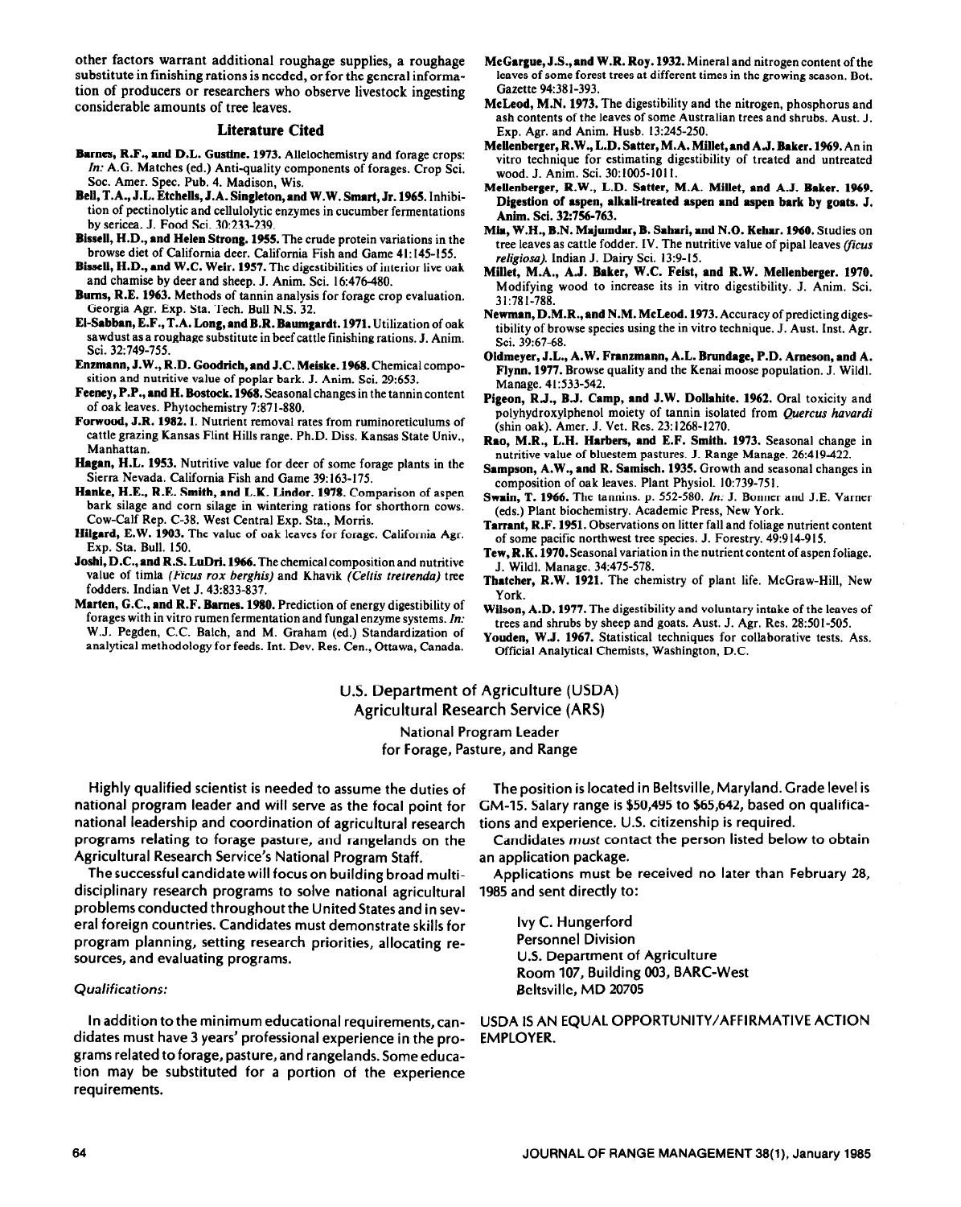other factors warrant additional roughage supplies, a roughage substitute in finishing rations is needed, or for the general information of producers or researchers who observe livestock ingesting considerable amounts of tree leaves.

## Literature Cited

**Barnes, R.F., and D.L. Gustine. 1973.** Allelochemistry and forage crops: *In:* A.G. Matches (ed.) Anti-quality components of forages. Crop Sci. Soc. Amer. Spec. Pub. 4. Madison, Wis.

**Bell, T.A., J.L. Etchells, J.A. Singleton, and W.W. Smart, Jr. 1965.** Inhibition of pectinolytic and cellulolytic enzymes in cucumber fermentations by sericea. J. Food Sci. 30:233-239.

**Bissell, H.D., and Helen Strong. 1955.** The crude protein variations in the browse diet of California deer. California Fish and Game 41:145-155.

**Bissell, H.D., and W.C. Weir. 1957.** The digestibilities of interior live oak and chamise by deer and sheep. J. Anim. Sci. 16:476-480.

**Burns, R.E. 1963.** Methods of tannin analysis for forage crop evaluation. Georgia Agr. Exp. Sta. Tech. Bull N.S. 32.

**El-Sabban, E.F., T.A. Long, and B.R. Baumgardt. 1971.** Utilization of oak sawdust as a roughage substitute in beef cattle finishing rations. J. Anim. Sci. 32:749-755.

**Enzmann, J.W., R.D. Goodrich, and J.C. Meiske. 1968.** Chemical composition and nutritive value of poplar bark. J. Anim. Sci. 29:653.

**Feeney, P.P., and H. Bostock. 1968.** Seasonal changes in the tannin content of oak leaves. Phytochemistry 7:871-880.

**Forwood, J.R. 1982.** I. Nutrient removal rates from ruminoreticulums of cattle grazing Kansas Flint Hills range. Ph.D. Diss. Kansas State Univ., Manhattan.

**Hagan, H.L. 1953.** Nutritive value for deer of some forage plants in the Sierra Nevada. California Fish and Game 39:163-175.

**Hanke, H.E., R.E. Smith, and L.K. Lindor. 1978.** Comparison of aspen bark silage and corn silage in wintering rations for shorthorn cows. Cow-Calf Rep. C-38. West Central Exp. Sta., Morris.

**Hilgard, E.W. 1903.** The value of oak leaves for forage. California Agr. Exp. Sta. Bull. 150.

**Joshi, D.C., and R.S. LuDri. 1966.** The chemical composition and nutritive value of timla *(Ficus rox berghis)* and Khavik *(Celtis tretrenda)* tree fodders. Indian Vet J. 43:833-837.

**Marten, G.C., and R.F. Barnes. 1980.** Prediction of energy digestibility of forages with in vitro rumen fermentation and fungal enzyme systems. *In:* W.J. Pegden, C.C. Balch, and M. Graham (ed.) Standardization of analytical methodology for feeds. Int. Dev. Res. Cen., Ottawa, Canada.

**McGargue, J.S., and W.R. Roy. 1932.** Mineral and nitrogen content of the leaves of some forest trees at different times in the growing season. Bot. Gazette 94:381-393.

**McLeod, M.N. 1973.** The digestibility and the nitrogen, phosphorus and ash contents of the leaves of some Australian trees and shrubs. Aust. J. Exp. Agr. and Anim. Husb. 13:245-250.

**Mellenberger, R.W., L.D. Satter, M.A. Millet, and A.J. Baker. 1969.** An in vitro technique for estimating digestibility of treated and untreated wood. J. Anim. Sci. 30:1005-1011.

**Mellenberger, R.W., L.D. Satter, M.A. Millet, and A.J. Baker. 1969. Digestion of aspen, alkali-treated aspen and aspen bark by goats. J. Anim. Sci. 32:756-763.**

**Mia, W.H., B.N. Majumdar, B. Sahari, and N.O. Kehar. 1960.** Studies on tree leaves as cattle fodder. IV. The nutritive value of pipal leaves *(ficus religiosa).* Indian J. Dairy Sci. 13:9-15.

**Millet, M.A., A.J. Baker, W.C. Feist, and R.W. Mellenberger. 1970.** Modifying wood to increase its in vitro digestibility. J. Anim. Sci. 31:781-788.

**Newman, D.M.R., and N.M. McLeod. 1973.** Accuracy of predicting digestibility of browse species using the in vitro technique. J. Aust. Inst. Agr. Sci. 39:67-68.

**Oldmeyer, J.L., A.W. Franzmann, A.L. Brundage, P.D. Arneson, and A. Flynn. 1977.** Browse quality and the Kenai moose population. J. Wildl. Manage. 41:533-542.

**Pigeon, R.J., B.J. Camp, and J.W. Dollahite. 1962.** Oral toxicity and polyhydroxylphenol moiety of tannin isolated from *Quercus havardi* (shin oak). Amer. J. Vet. Res. 23:1268-1270.

**Rao, M.R., L.H. Harbers, and E.F. Smith. 1973.** Seasonal change in nutritive value of bluestem pastures. J. Range Manage. 26:419-422.

**Sampson, A.W., and R. Samisch. 1935.** Growth and seasonal changes in composition of oak leaves. Plant Physiol. 10:739-751.

**Swain, T. 1966.** The tannins. p. 552-580. *In:* J. Bonner and J.E. Varner (eds.) Plant biochemistry. Academic Press, New York.

**Tarrant, R.F. 1951.** Observations on litter fall and foliage nutrient content of some pacific northwest tree species. J. Forestry. 49:914-915.

**Tew, R.K. 1970.** Seasonal variation in the nutrient content of aspen foliage. J. Wildl. Manage. 34:475-578.

**Thatcher, R.W. 1921.** The chemistry of plant life. McGraw-Hill, New York.

**Wilson, A.D. 1977.** The digestibility and voluntary intake of the leaves of trees and shrubs by sheep and goats. Aust. J. Agr. Res. 28:501-505.

**Youden, W.J. 1967.** Statistical techniques for collaborative tests. Ass. Official Analytical Chemists, Washington, D.C.

## U.S. Department of Agriculture (USDA)
## Agricultural Research Service (ARS)

### National Program Leader for Forage, Pasture, and Range

Highly qualified scientist is needed to assume the duties of national program leader and will serve as the focal point for national leadership and coordination of agricultural research programs relating to forage pasture, and rangelands on the Agricultural Research Service's National Program Staff.

The successful candidate will focus on building broad multidisciplinary research programs to solve national agricultural problems conducted throughout the United States and in several foreign countries. Candidates must demonstrate skills for program planning, setting research priorities, allocating resources, and evaluating programs.

*Qualifications:*

In addition to the minimum educational requirements, candidates must have 3 years' professional experience in the programs related to forage, pasture, and rangelands. Some education may be substituted for a portion of the experience requirements.

The position is located in Beltsville, Maryland. Grade level is GM-15. Salary range is $50,495 to $65,642, based on qualifications and experience. U.S. citizenship is required.

Candidates *must* contact the person listed below to obtain an application package.

Applications must be received no later than February 28, 1985 and sent directly to:

Ivy C. Hungerford
Personnel Division
U.S. Department of Agriculture
Room 107, Building 003, BARC-West
Beltsville, MD 20705

USDA IS AN EQUAL OPPORTUNITY/AFFIRMATIVE ACTION EMPLOYER.